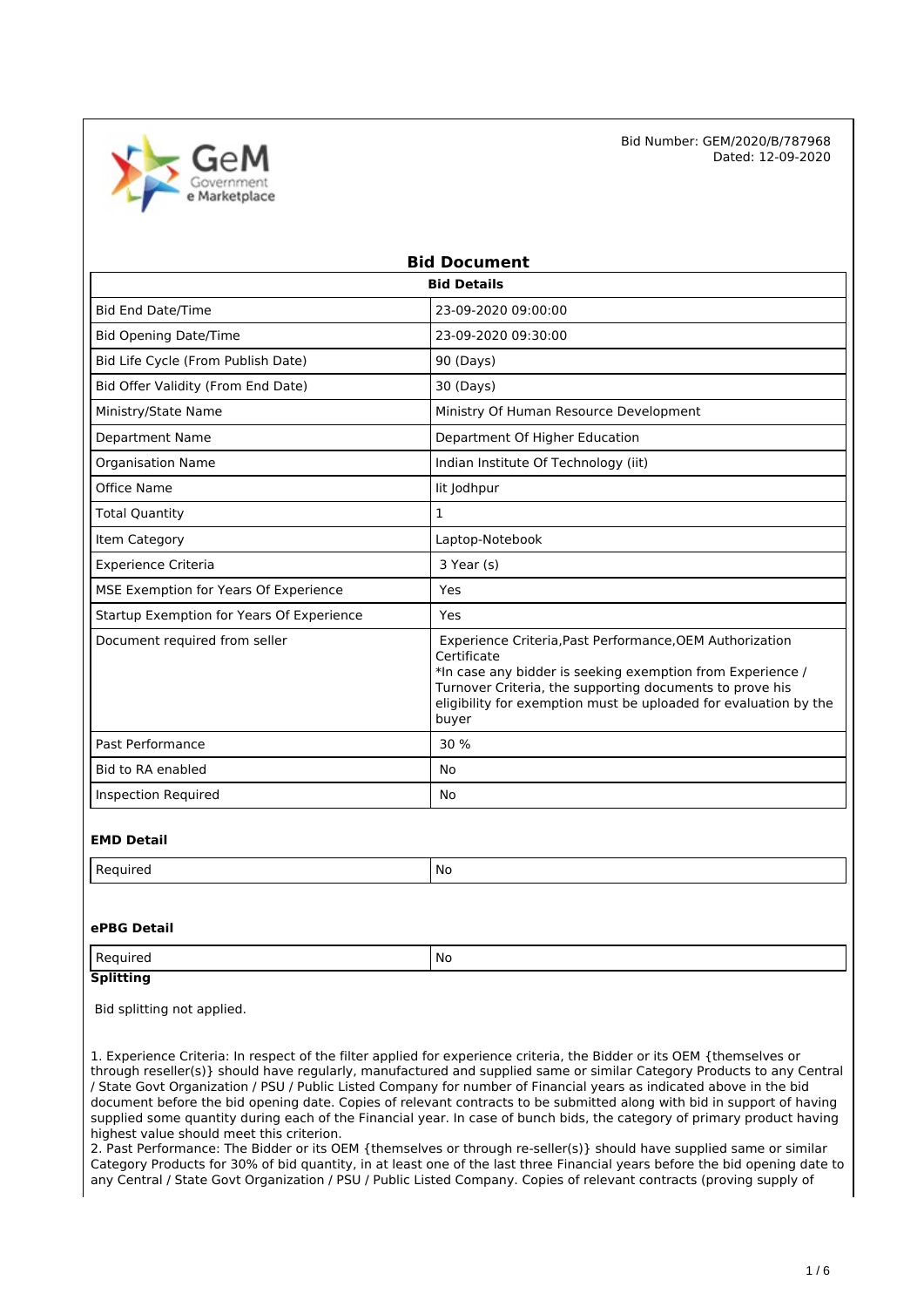Bid Number: GEM/2020/B/787968
Dated: 12-09-2020

# Bid Document

| Bid Details | |
|---|---|
| Bid End Date/Time | 23-09-2020 09:00:00 |
| Bid Opening Date/Time | 23-09-2020 09:30:00 |
| Bid Life Cycle (From Publish Date) | 90 (Days) |
| Bid Offer Validity (From End Date) | 30 (Days) |
| Ministry/State Name | Ministry Of Human Resource Development |
| Department Name | Department Of Higher Education |
| Organisation Name | Indian Institute Of Technology (iit) |
| Office Name | Iit Jodhpur |
| Total Quantity | 1 |
| Item Category | Laptop-Notebook |
| Experience Criteria | 3 Year (s) |
| MSE Exemption for Years Of Experience | Yes |
| Startup Exemption for Years Of Experience | Yes |
| Document required from seller | Experience Criteria,Past Performance,OEM Authorization Certificate<br>*In case any bidder is seeking exemption from Experience / Turnover Criteria, the supporting documents to prove his eligibility for exemption must be uploaded for evaluation by the buyer |
| Past Performance | 30 % |
| Bid to RA enabled | No |
| Inspection Required | No |

### EMD Detail

| Required | No |
|---|---|

### ePBG Detail

| Required | No |
|---|---|

### Splitting

Bid splitting not applied.

1. Experience Criteria: In respect of the filter applied for experience criteria, the Bidder or its OEM {themselves or through reseller(s)} should have regularly, manufactured and supplied same or similar Category Products to any Central / State Govt Organization / PSU / Public Listed Company for number of Financial years as indicated above in the bid document before the bid opening date. Copies of relevant contracts to be submitted along with bid in support of having supplied some quantity during each of the Financial year. In case of bunch bids, the category of primary product having highest value should meet this criterion.
2. Past Performance: The Bidder or its OEM {themselves or through re-seller(s)} should have supplied same or similar Category Products for 30% of bid quantity, in at least one of the last three Financial years before the bid opening date to any Central / State Govt Organization / PSU / Public Listed Company. Copies of relevant contracts (proving supply of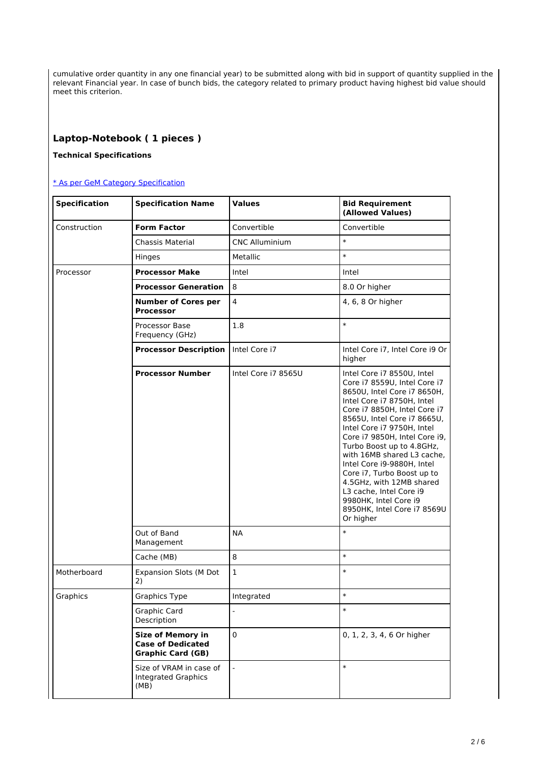cumulative order quantity in any one financial year) to be submitted along with bid in support of quantity supplied in the relevant Financial year. In case of bunch bids, the category related to primary product having highest bid value should meet this criterion.

## Laptop-Notebook ( 1 pieces )

**Technical Specifications**

[* As per GeM Category Specification]

| Specification | Specification Name | Values | Bid Requirement (Allowed Values) |
|---|---|---|---|
| Construction | **Form Factor** | Convertible | Convertible |
| | Chassis Material | CNC Alluminium | * |
| | Hinges | Metallic | * |
| Processor | **Processor Make** | Intel | Intel |
| | **Processor Generation** | 8 | 8.0 Or higher |
| | **Number of Cores per Processor** | 4 | 4, 6, 8 Or higher |
| | Processor Base Frequency (GHz) | 1.8 | * |
| | **Processor Description** | Intel Core i7 | Intel Core i7, Intel Core i9 Or higher |
| | **Processor Number** | Intel Core i7 8565U | Intel Core i7 8550U, Intel Core i7 8559U, Intel Core i7 8650U, Intel Core i7 8650H, Intel Core i7 8750H, Intel Core i7 8850H, Intel Core i7 8565U, Intel Core i7 8665U, Intel Core i7 9750H, Intel Core i7 9850H, Intel Core i9, Turbo Boost up to 4.8GHz, with 16MB shared L3 cache, Intel Core i9-9880H, Intel Core i7, Turbo Boost up to 4.5GHz, with 12MB shared L3 cache, Intel Core i9 9980HK, Intel Core i9 8950HK, Intel Core i7 8569U Or higher |
| | Out of Band Management | NA | * |
| | Cache (MB) | 8 | * |
| Motherboard | Expansion Slots (M Dot 2) | 1 | * |
| Graphics | Graphics Type | Integrated | * |
| | Graphic Card Description | - | * |
| | **Size of Memory in Case of Dedicated Graphic Card (GB)** | 0 | 0, 1, 2, 3, 4, 6 Or higher |
| | Size of VRAM in case of Integrated Graphics (MB) | - | * |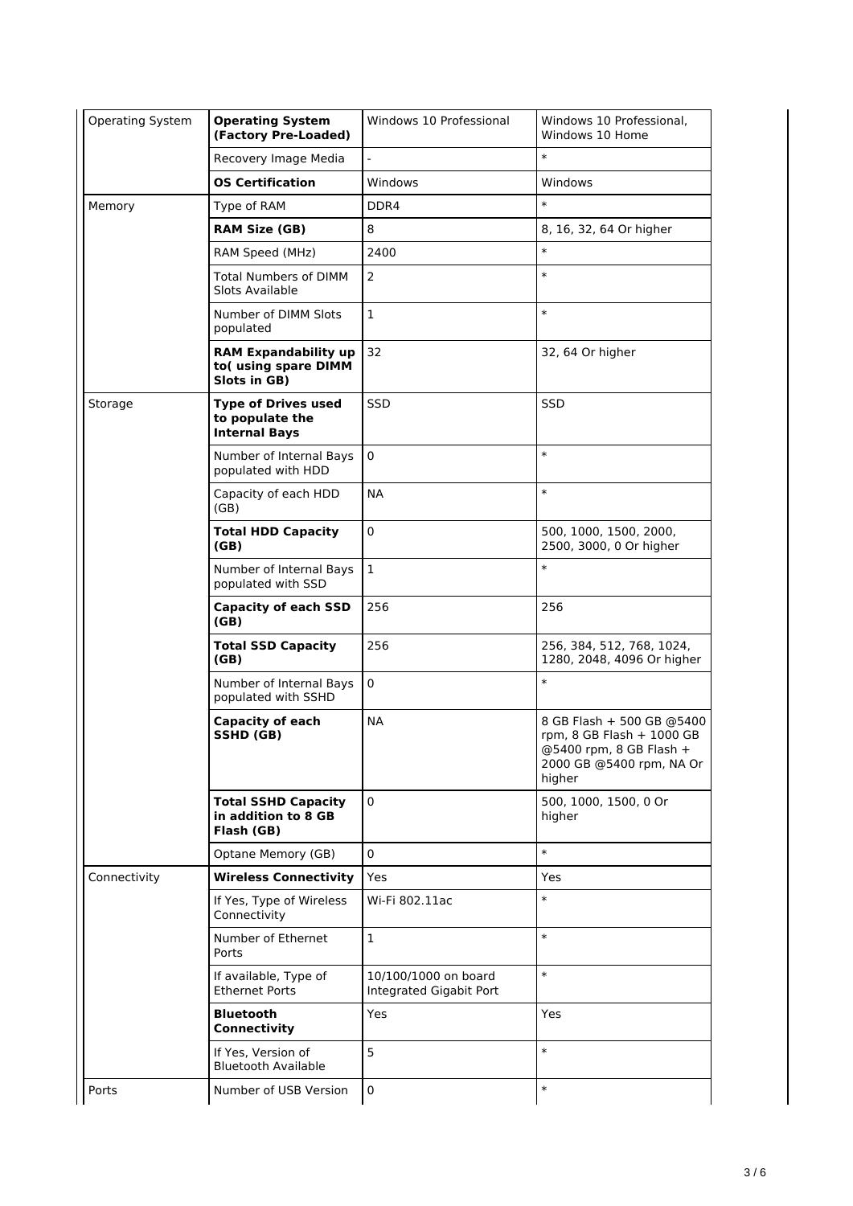| Operating System | **Operating System (Factory Pre-Loaded)** | Windows 10 Professional | Windows 10 Professional, Windows 10 Home |
|---|---|---|---|
| | Recovery Image Media | - | * |
| | **OS Certification** | Windows | Windows |
| Memory | Type of RAM | DDR4 | * |
| | **RAM Size (GB)** | 8 | 8, 16, 32, 64 Or higher |
| | RAM Speed (MHz) | 2400 | * |
| | Total Numbers of DIMM Slots Available | 2 | * |
| | Number of DIMM Slots populated | 1 | * |
| | **RAM Expandability up to( using spare DIMM Slots in GB)** | 32 | 32, 64 Or higher |
| Storage | **Type of Drives used to populate the Internal Bays** | SSD | SSD |
| | Number of Internal Bays populated with HDD | 0 | * |
| | Capacity of each HDD (GB) | NA | * |
| | **Total HDD Capacity (GB)** | 0 | 500, 1000, 1500, 2000, 2500, 3000, 0 Or higher |
| | Number of Internal Bays populated with SSD | 1 | * |
| | **Capacity of each SSD (GB)** | 256 | 256 |
| | **Total SSD Capacity (GB)** | 256 | 256, 384, 512, 768, 1024, 1280, 2048, 4096 Or higher |
| | Number of Internal Bays populated with SSHD | 0 | * |
| | **Capacity of each SSHD (GB)** | NA | 8 GB Flash + 500 GB @5400 rpm, 8 GB Flash + 1000 GB @5400 rpm, 8 GB Flash + 2000 GB @5400 rpm, NA Or higher |
| | **Total SSHD Capacity in addition to 8 GB Flash (GB)** | 0 | 500, 1000, 1500, 0 Or higher |
| | Optane Memory (GB) | 0 | * |
| Connectivity | **Wireless Connectivity** | Yes | Yes |
| | If Yes, Type of Wireless Connectivity | Wi-Fi 802.11ac | * |
| | Number of Ethernet Ports | 1 | * |
| | If available, Type of Ethernet Ports | 10/100/1000 on board Integrated Gigabit Port | * |
| | **Bluetooth Connectivity** | Yes | Yes |
| | If Yes, Version of Bluetooth Available | 5 | * |
| Ports | Number of USB Version | 0 | * |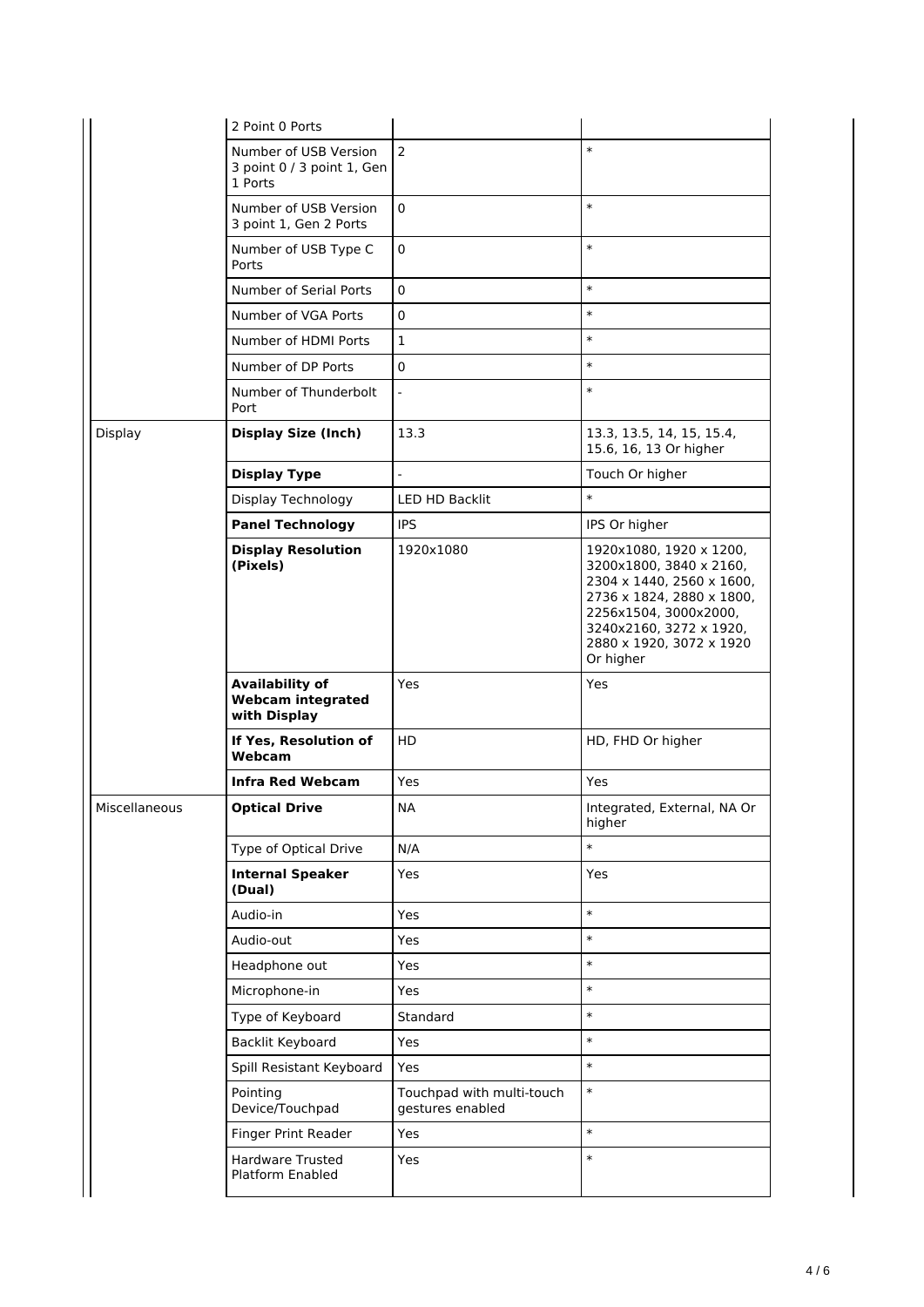| | | | |
|---|---|---|---|
| | 2 Point 0 Ports | | |
| | Number of USB Version 3 point 0 / 3 point 1, Gen 1 Ports | 2 | * |
| | Number of USB Version 3 point 1, Gen 2 Ports | 0 | * |
| | Number of USB Type C Ports | 0 | * |
| | Number of Serial Ports | 0 | * |
| | Number of VGA Ports | 0 | * |
| | Number of HDMI Ports | 1 | * |
| | Number of DP Ports | 0 | * |
| | Number of Thunderbolt Port | - | * |
| Display | **Display Size (Inch)** | 13.3 | 13.3, 13.5, 14, 15, 15.4, 15.6, 16, 13 Or higher |
| | **Display Type** | - | Touch Or higher |
| | Display Technology | LED HD Backlit | * |
| | **Panel Technology** | IPS | IPS Or higher |
| | **Display Resolution (Pixels)** | 1920x1080 | 1920x1080, 1920 x 1200, 3200x1800, 3840 x 2160, 2304 x 1440, 2560 x 1600, 2736 x 1824, 2880 x 1800, 2256x1504, 3000x2000, 3240x2160, 3272 x 1920, 2880 x 1920, 3072 x 1920 Or higher |
| | **Availability of Webcam integrated with Display** | Yes | Yes |
| | **If Yes, Resolution of Webcam** | HD | HD, FHD Or higher |
| | **Infra Red Webcam** | Yes | Yes |
| Miscellaneous | **Optical Drive** | NA | Integrated, External, NA Or higher |
| | Type of Optical Drive | N/A | * |
| | **Internal Speaker (Dual)** | Yes | Yes |
| | Audio-in | Yes | * |
| | Audio-out | Yes | * |
| | Headphone out | Yes | * |
| | Microphone-in | Yes | * |
| | Type of Keyboard | Standard | * |
| | Backlit Keyboard | Yes | * |
| | Spill Resistant Keyboard | Yes | * |
| | Pointing Device/Touchpad | Touchpad with multi-touch gestures enabled | * |
| | Finger Print Reader | Yes | * |
| | Hardware Trusted Platform Enabled | Yes | * |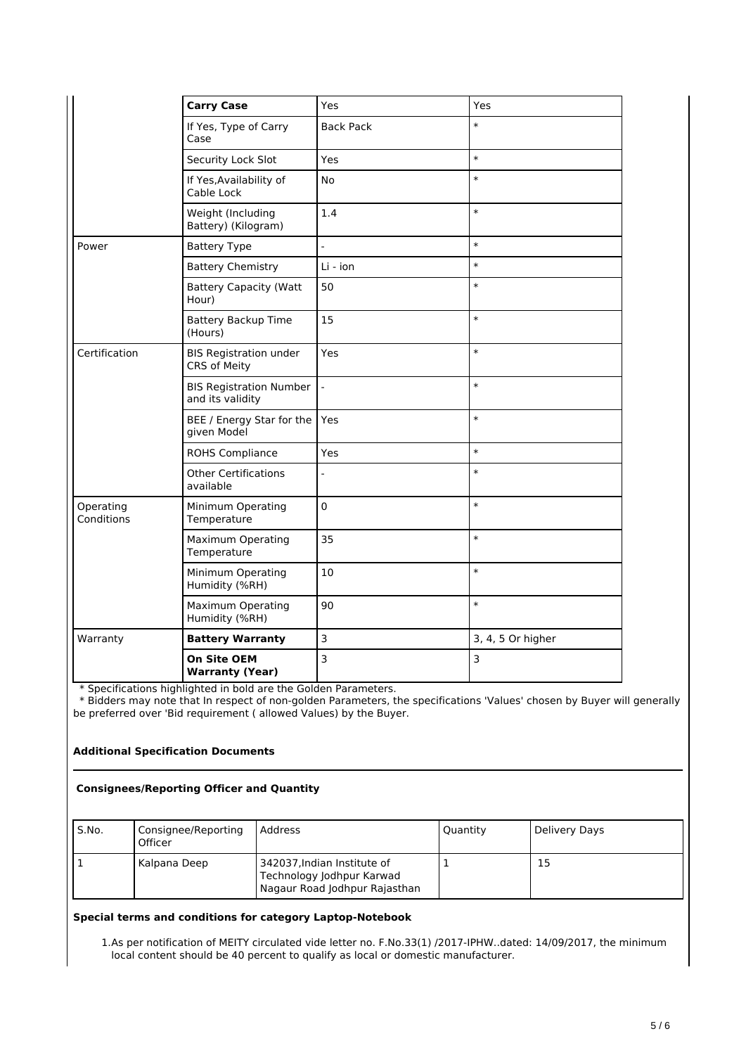| | **Carry Case** | Yes | Yes |
|---|---|---|---|
| | If Yes, Type of Carry Case | Back Pack | * |
| | Security Lock Slot | Yes | * |
| | If Yes,Availability of Cable Lock | No | * |
| | Weight (Including Battery) (Kilogram) | 1.4 | * |
| Power | Battery Type | - | * |
| | Battery Chemistry | Li - ion | * |
| | Battery Capacity (Watt Hour) | 50 | * |
| | Battery Backup Time (Hours) | 15 | * |
| Certification | BIS Registration under CRS of Meity | Yes | * |
| | BIS Registration Number and its validity | - | * |
| | BEE / Energy Star for the given Model | Yes | * |
| | ROHS Compliance | Yes | * |
| | Other Certifications available | - | * |
| Operating Conditions | Minimum Operating Temperature | 0 | * |
| | Maximum Operating Temperature | 35 | * |
| | Minimum Operating Humidity (%RH) | 10 | * |
| | Maximum Operating Humidity (%RH) | 90 | * |
| Warranty | **Battery Warranty** | 3 | 3, 4, 5 Or higher |
| | **On Site OEM Warranty (Year)** | 3 | 3 |

* Specifications highlighted in bold are the Golden Parameters.
* Bidders may note that In respect of non-golden Parameters, the specifications 'Values' chosen by Buyer will generally be preferred over 'Bid requirement ( allowed Values) by the Buyer.

**Additional Specification Documents**

**Consignees/Reporting Officer and Quantity**

| S.No. | Consignee/Reporting Officer | Address | Quantity | Delivery Days |
|---|---|---|---|---|
| 1 | Kalpana Deep | 342037,Indian Institute of Technology Jodhpur Karwad Nagaur Road Jodhpur Rajasthan | 1 | 15 |

**Special terms and conditions for category Laptop-Notebook**

1. As per notification of MEITY circulated vide letter no. F.No.33(1) /2017-IPHW..dated: 14/09/2017, the minimum local content should be 40 percent to qualify as local or domestic manufacturer.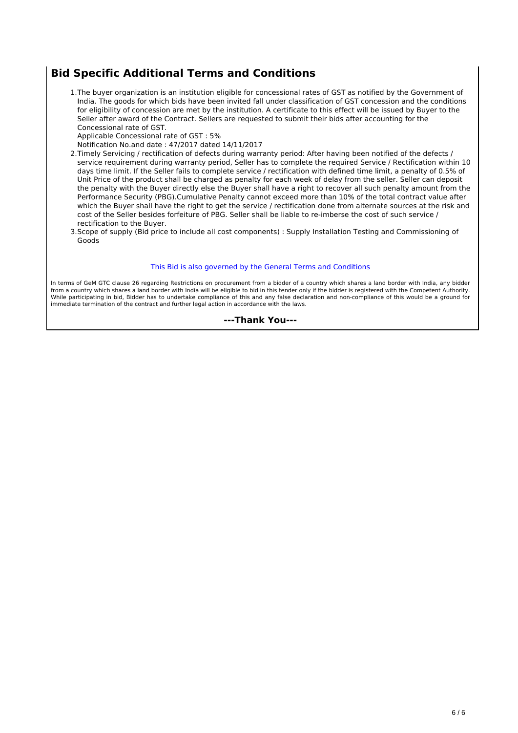## Bid Specific Additional Terms and Conditions

1. The buyer organization is an institution eligible for concessional rates of GST as notified by the Government of India. The goods for which bids have been invited fall under classification of GST concession and the conditions for eligibility of concession are met by the institution. A certificate to this effect will be issued by Buyer to the Seller after award of the Contract. Sellers are requested to submit their bids after accounting for the Concessional rate of GST.
   Applicable Concessional rate of GST : 5%
   Notification No.and date : 47/2017 dated 14/11/2017
2. Timely Servicing / rectification of defects during warranty period: After having been notified of the defects / service requirement during warranty period, Seller has to complete the required Service / Rectification within 10 days time limit. If the Seller fails to complete service / rectification with defined time limit, a penalty of 0.5% of Unit Price of the product shall be charged as penalty for each week of delay from the seller. Seller can deposit the penalty with the Buyer directly else the Buyer shall have a right to recover all such penalty amount from the Performance Security (PBG).Cumulative Penalty cannot exceed more than 10% of the total contract value after which the Buyer shall have the right to get the service / rectification done from alternate sources at the risk and cost of the Seller besides forfeiture of PBG. Seller shall be liable to re-imberse the cost of such service / rectification to the Buyer.
3. Scope of supply (Bid price to include all cost components) : Supply Installation Testing and Commissioning of Goods

This Bid is also governed by the General Terms and Conditions

In terms of GeM GTC clause 26 regarding Restrictions on procurement from a bidder of a country which shares a land border with India, any bidder from a country which shares a land border with India will be eligible to bid in this tender only if the bidder is registered with the Competent Authority. While participating in bid, Bidder has to undertake compliance of this and any false declaration and non-compliance of this would be a ground for immediate termination of the contract and further legal action in accordance with the laws.

**---Thank You---**